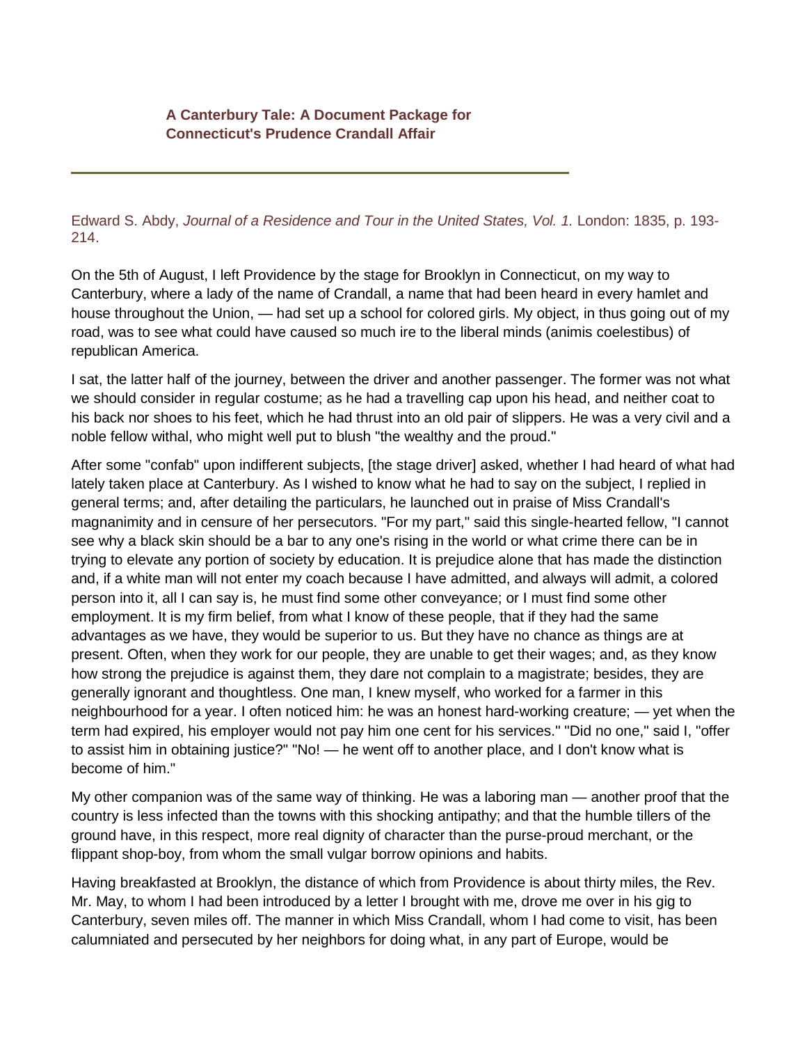## A Canterbury Tale: A Document Package for Connecticut's Prudence Crandall Affair

---

Edward S. Abdy, *Journal of a Residence and Tour in the United States, Vol. 1.* London: 1835, p. 193-214.

On the 5th of August, I left Providence by the stage for Brooklyn in Connecticut, on my way to Canterbury, where a lady of the name of Crandall, a name that had been heard in every hamlet and house throughout the Union, — had set up a school for colored girls. My object, in thus going out of my road, was to see what could have caused so much ire to the liberal minds (animis coelestibus) of republican America.

I sat, the latter half of the journey, between the driver and another passenger. The former was not what we should consider in regular costume; as he had a travelling cap upon his head, and neither coat to his back nor shoes to his feet, which he had thrust into an old pair of slippers. He was a very civil and a noble fellow withal, who might well put to blush "the wealthy and the proud."

After some "confab" upon indifferent subjects, [the stage driver] asked, whether I had heard of what had lately taken place at Canterbury. As I wished to know what he had to say on the subject, I replied in general terms; and, after detailing the particulars, he launched out in praise of Miss Crandall's magnanimity and in censure of her persecutors. "For my part," said this single-hearted fellow, "I cannot see why a black skin should be a bar to any one's rising in the world or what crime there can be in trying to elevate any portion of society by education. It is prejudice alone that has made the distinction and, if a white man will not enter my coach because I have admitted, and always will admit, a colored person into it, all I can say is, he must find some other conveyance; or I must find some other employment. It is my firm belief, from what I know of these people, that if they had the same advantages as we have, they would be superior to us. But they have no chance as things are at present. Often, when they work for our people, they are unable to get their wages; and, as they know how strong the prejudice is against them, they dare not complain to a magistrate; besides, they are generally ignorant and thoughtless. One man, I knew myself, who worked for a farmer in this neighbourhood for a year. I often noticed him: he was an honest hard-working creature; — yet when the term had expired, his employer would not pay him one cent for his services." "Did no one," said I, "offer to assist him in obtaining justice?" "No! — he went off to another place, and I don't know what is become of him."

My other companion was of the same way of thinking. He was a laboring man — another proof that the country is less infected than the towns with this shocking antipathy; and that the humble tillers of the ground have, in this respect, more real dignity of character than the purse-proud merchant, or the flippant shop-boy, from whom the small vulgar borrow opinions and habits.

Having breakfasted at Brooklyn, the distance of which from Providence is about thirty miles, the Rev. Mr. May, to whom I had been introduced by a letter I brought with me, drove me over in his gig to Canterbury, seven miles off. The manner in which Miss Crandall, whom I had come to visit, has been calumniated and persecuted by her neighbors for doing what, in any part of Europe, would be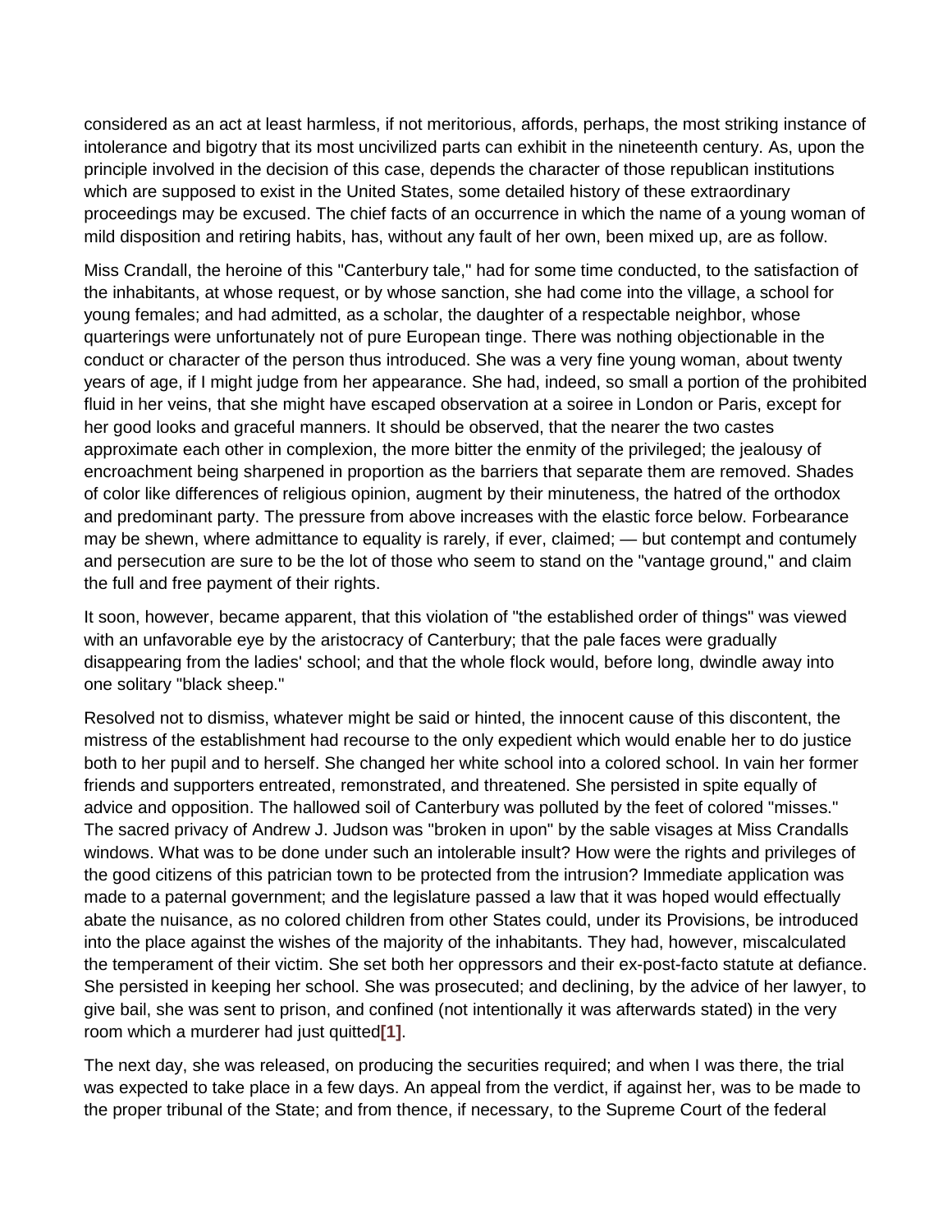considered as an act at least harmless, if not meritorious, affords, perhaps, the most striking instance of intolerance and bigotry that its most uncivilized parts can exhibit in the nineteenth century. As, upon the principle involved in the decision of this case, depends the character of those republican institutions which are supposed to exist in the United States, some detailed history of these extraordinary proceedings may be excused. The chief facts of an occurrence in which the name of a young woman of mild disposition and retiring habits, has, without any fault of her own, been mixed up, are as follow.

Miss Crandall, the heroine of this "Canterbury tale," had for some time conducted, to the satisfaction of the inhabitants, at whose request, or by whose sanction, she had come into the village, a school for young females; and had admitted, as a scholar, the daughter of a respectable neighbor, whose quarterings were unfortunately not of pure European tinge. There was nothing objectionable in the conduct or character of the person thus introduced. She was a very fine young woman, about twenty years of age, if I might judge from her appearance. She had, indeed, so small a portion of the prohibited fluid in her veins, that she might have escaped observation at a soiree in London or Paris, except for her good looks and graceful manners. It should be observed, that the nearer the two castes approximate each other in complexion, the more bitter the enmity of the privileged; the jealousy of encroachment being sharpened in proportion as the barriers that separate them are removed. Shades of color like differences of religious opinion, augment by their minuteness, the hatred of the orthodox and predominant party. The pressure from above increases with the elastic force below. Forbearance may be shewn, where admittance to equality is rarely, if ever, claimed; — but contempt and contumely and persecution are sure to be the lot of those who seem to stand on the "vantage ground," and claim the full and free payment of their rights.

It soon, however, became apparent, that this violation of "the established order of things" was viewed with an unfavorable eye by the aristocracy of Canterbury; that the pale faces were gradually disappearing from the ladies' school; and that the whole flock would, before long, dwindle away into one solitary "black sheep."

Resolved not to dismiss, whatever might be said or hinted, the innocent cause of this discontent, the mistress of the establishment had recourse to the only expedient which would enable her to do justice both to her pupil and to herself. She changed her white school into a colored school. In vain her former friends and supporters entreated, remonstrated, and threatened. She persisted in spite equally of advice and opposition. The hallowed soil of Canterbury was polluted by the feet of colored "misses." The sacred privacy of Andrew J. Judson was "broken in upon" by the sable visages at Miss Crandalls windows. What was to be done under such an intolerable insult? How were the rights and privileges of the good citizens of this patrician town to be protected from the intrusion? Immediate application was made to a paternal government; and the legislature passed a law that it was hoped would effectually abate the nuisance, as no colored children from other States could, under its Provisions, be introduced into the place against the wishes of the majority of the inhabitants. They had, however, miscalculated the temperament of their victim. She set both her oppressors and their ex-post-facto statute at defiance. She persisted in keeping her school. She was prosecuted; and declining, by the advice of her lawyer, to give bail, she was sent to prison, and confined (not intentionally it was afterwards stated) in the very room which a murderer had just quitted[1].

The next day, she was released, on producing the securities required; and when I was there, the trial was expected to take place in a few days. An appeal from the verdict, if against her, was to be made to the proper tribunal of the State; and from thence, if necessary, to the Supreme Court of the federal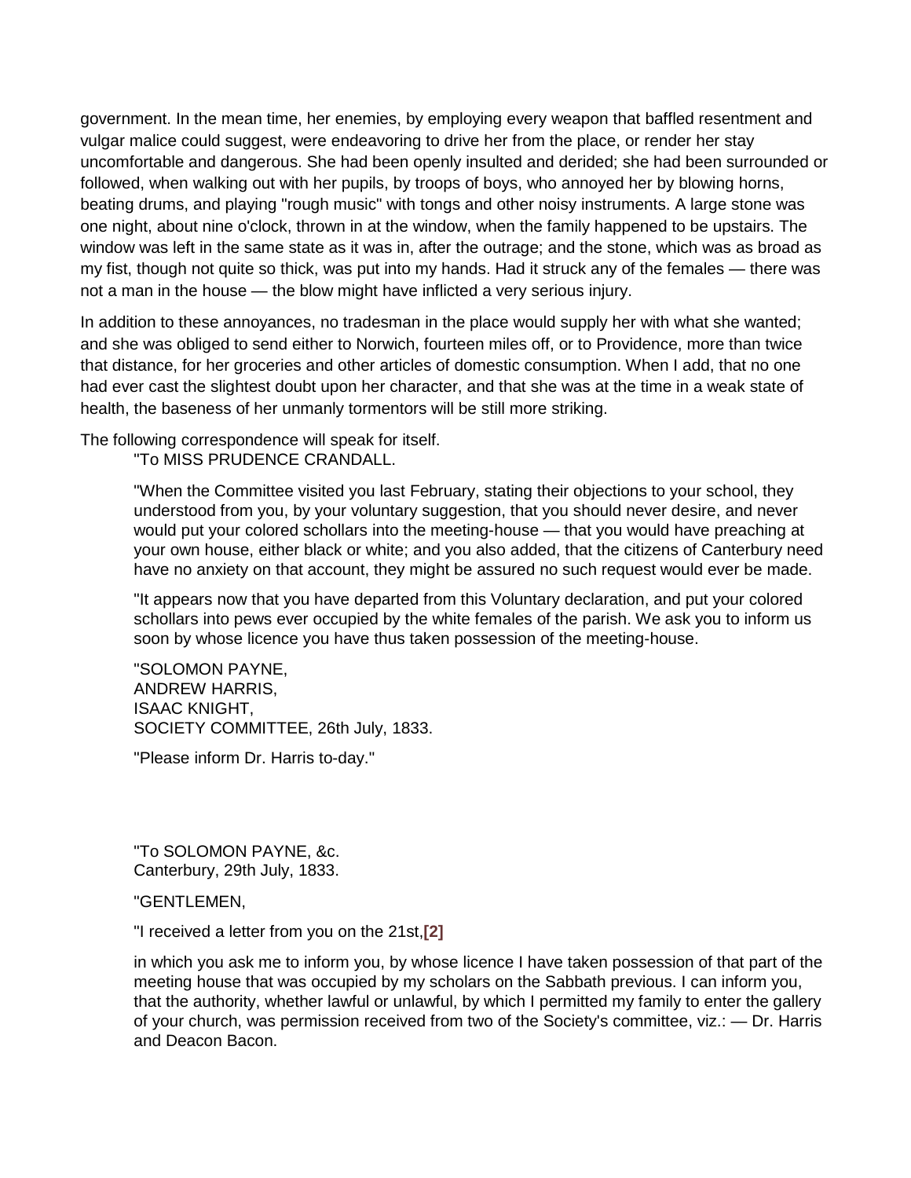government. In the mean time, her enemies, by employing every weapon that baffled resentment and vulgar malice could suggest, were endeavoring to drive her from the place, or render her stay uncomfortable and dangerous. She had been openly insulted and derided; she had been surrounded or followed, when walking out with her pupils, by troops of boys, who annoyed her by blowing horns, beating drums, and playing "rough music" with tongs and other noisy instruments. A large stone was one night, about nine o'clock, thrown in at the window, when the family happened to be upstairs. The window was left in the same state as it was in, after the outrage; and the stone, which was as broad as my fist, though not quite so thick, was put into my hands. Had it struck any of the females — there was not a man in the house — the blow might have inflicted a very serious injury.

In addition to these annoyances, no tradesman in the place would supply her with what she wanted; and she was obliged to send either to Norwich, fourteen miles off, or to Providence, more than twice that distance, for her groceries and other articles of domestic consumption. When I add, that no one had ever cast the slightest doubt upon her character, and that she was at the time in a weak state of health, the baseness of her unmanly tormentors will be still more striking.

The following correspondence will speak for itself.

> "To MISS PRUDENCE CRANDALL.
>
> "When the Committee visited you last February, stating their objections to your school, they understood from you, by your voluntary suggestion, that you should never desire, and never would put your colored schollars into the meeting-house — that you would have preaching at your own house, either black or white; and you also added, that the citizens of Canterbury need have no anxiety on that account, they might be assured no such request would ever be made.
>
> "It appears now that you have departed from this Voluntary declaration, and put your colored schollars into pews ever occupied by the white females of the parish. We ask you to inform us soon by whose licence you have thus taken possession of the meeting-house.
>
> "SOLOMON PAYNE,
> ANDREW HARRIS,
> ISAAC KNIGHT,
> SOCIETY COMMITTEE, 26th July, 1833.
>
> "Please inform Dr. Harris to-day."

> "To SOLOMON PAYNE, &c.
> Canterbury, 29th July, 1833.
>
> "GENTLEMEN,
>
> "I received a letter from you on the 21st,[2]
>
> in which you ask me to inform you, by whose licence I have taken possession of that part of the meeting house that was occupied by my scholars on the Sabbath previous. I can inform you, that the authority, whether lawful or unlawful, by which I permitted my family to enter the gallery of your church, was permission received from two of the Society's committee, viz.: — Dr. Harris and Deacon Bacon.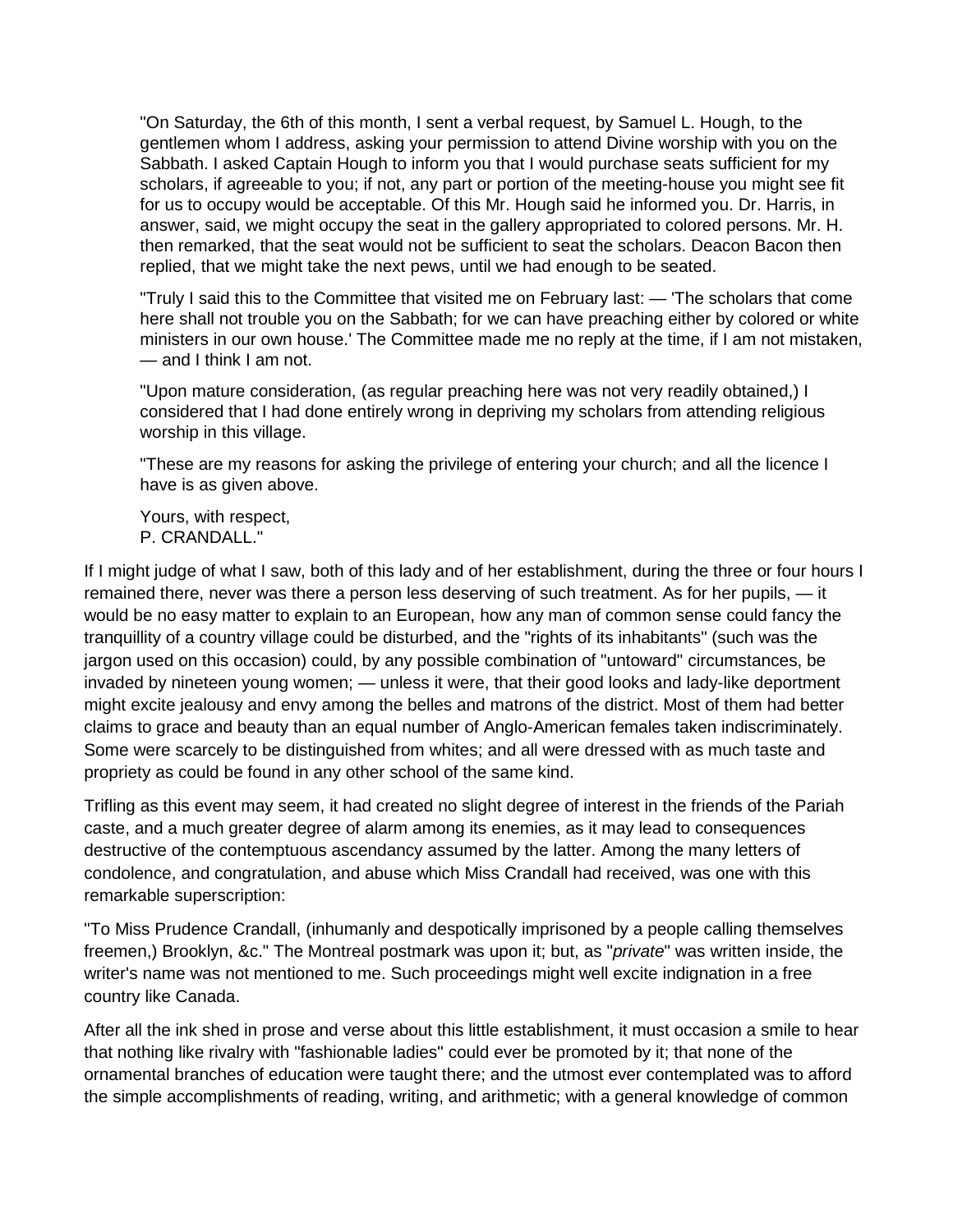"On Saturday, the 6th of this month, I sent a verbal request, by Samuel L. Hough, to the gentlemen whom I address, asking your permission to attend Divine worship with you on the Sabbath. I asked Captain Hough to inform you that I would purchase seats sufficient for my scholars, if agreeable to you; if not, any part or portion of the meeting-house you might see fit for us to occupy would be acceptable. Of this Mr. Hough said he informed you. Dr. Harris, in answer, said, we might occupy the seat in the gallery appropriated to colored persons. Mr. H. then remarked, that the seat would not be sufficient to seat the scholars. Deacon Bacon then replied, that we might take the next pews, until we had enough to be seated.

"Truly I said this to the Committee that visited me on February last: — 'The scholars that come here shall not trouble you on the Sabbath; for we can have preaching either by colored or white ministers in our own house.' The Committee made me no reply at the time, if I am not mistaken, — and I think I am not.

"Upon mature consideration, (as regular preaching here was not very readily obtained,) I considered that I had done entirely wrong in depriving my scholars from attending religious worship in this village.

"These are my reasons for asking the privilege of entering your church; and all the licence I have is as given above.

Yours, with respect,
P. CRANDALL."

If I might judge of what I saw, both of this lady and of her establishment, during the three or four hours I remained there, never was there a person less deserving of such treatment. As for her pupils, — it would be no easy matter to explain to an European, how any man of common sense could fancy the tranquillity of a country village could be disturbed, and the "rights of its inhabitants" (such was the jargon used on this occasion) could, by any possible combination of "untoward" circumstances, be invaded by nineteen young women; — unless it were, that their good looks and lady-like deportment might excite jealousy and envy among the belles and matrons of the district. Most of them had better claims to grace and beauty than an equal number of Anglo-American females taken indiscriminately. Some were scarcely to be distinguished from whites; and all were dressed with as much taste and propriety as could be found in any other school of the same kind.

Trifling as this event may seem, it had created no slight degree of interest in the friends of the Pariah caste, and a much greater degree of alarm among its enemies, as it may lead to consequences destructive of the contemptuous ascendancy assumed by the latter. Among the many letters of condolence, and congratulation, and abuse which Miss Crandall had received, was one with this remarkable superscription:

"To Miss Prudence Crandall, (inhumanly and despotically imprisoned by a people calling themselves freemen,) Brooklyn, &c." The Montreal postmark was upon it; but, as "*private*" was written inside, the writer's name was not mentioned to me. Such proceedings might well excite indignation in a free country like Canada.

After all the ink shed in prose and verse about this little establishment, it must occasion a smile to hear that nothing like rivalry with "fashionable ladies" could ever be promoted by it; that none of the ornamental branches of education were taught there; and the utmost ever contemplated was to afford the simple accomplishments of reading, writing, and arithmetic; with a general knowledge of common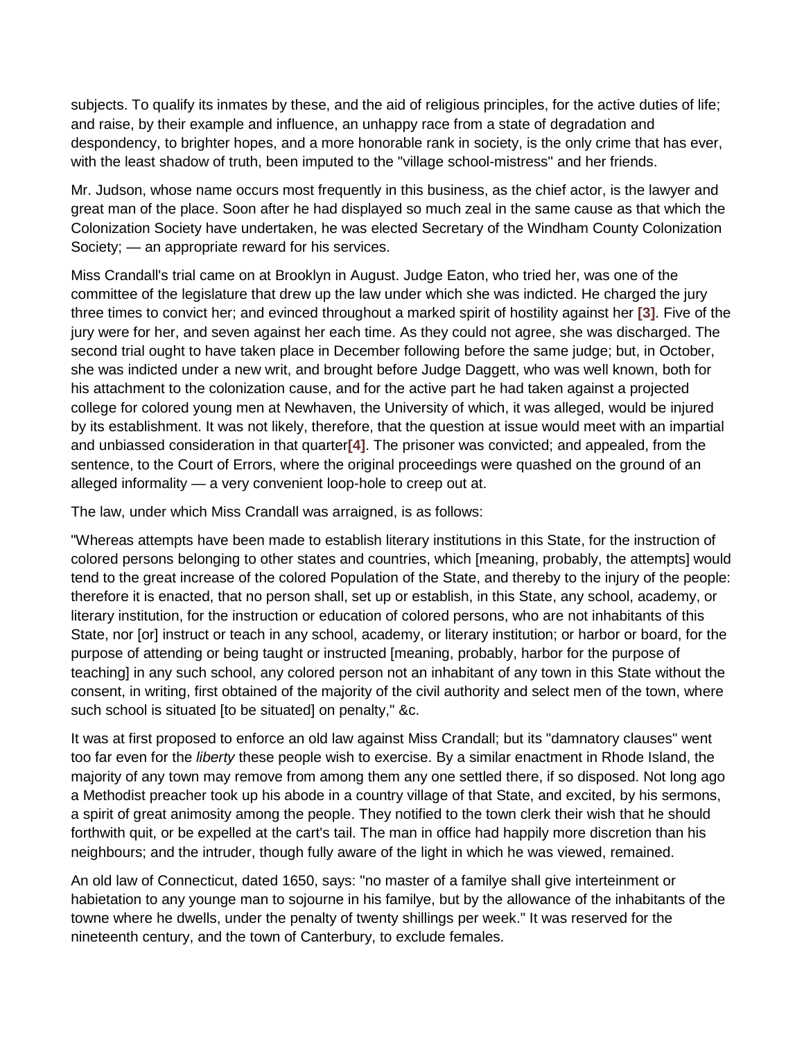subjects. To qualify its inmates by these, and the aid of religious principles, for the active duties of life; and raise, by their example and influence, an unhappy race from a state of degradation and despondency, to brighter hopes, and a more honorable rank in society, is the only crime that has ever, with the least shadow of truth, been imputed to the "village school-mistress" and her friends.

Mr. Judson, whose name occurs most frequently in this business, as the chief actor, is the lawyer and great man of the place. Soon after he had displayed so much zeal in the same cause as that which the Colonization Society have undertaken, he was elected Secretary of the Windham County Colonization Society; — an appropriate reward for his services.

Miss Crandall's trial came on at Brooklyn in August. Judge Eaton, who tried her, was one of the committee of the legislature that drew up the law under which she was indicted. He charged the jury three times to convict her; and evinced throughout a marked spirit of hostility against her **[3]**. Five of the jury were for her, and seven against her each time. As they could not agree, she was discharged. The second trial ought to have taken place in December following before the same judge; but, in October, she was indicted under a new writ, and brought before Judge Daggett, who was well known, both for his attachment to the colonization cause, and for the active part he had taken against a projected college for colored young men at Newhaven, the University of which, it was alleged, would be injured by its establishment. It was not likely, therefore, that the question at issue would meet with an impartial and unbiassed consideration in that quarter**[4]**. The prisoner was convicted; and appealed, from the sentence, to the Court of Errors, where the original proceedings were quashed on the ground of an alleged informality — a very convenient loop-hole to creep out at.

The law, under which Miss Crandall was arraigned, is as follows:

"Whereas attempts have been made to establish literary institutions in this State, for the instruction of colored persons belonging to other states and countries, which [meaning, probably, the attempts] would tend to the great increase of the colored Population of the State, and thereby to the injury of the people: therefore it is enacted, that no person shall, set up or establish, in this State, any school, academy, or literary institution, for the instruction or education of colored persons, who are not inhabitants of this State, nor [or] instruct or teach in any school, academy, or literary institution; or harbor or board, for the purpose of attending or being taught or instructed [meaning, probably, harbor for the purpose of teaching] in any such school, any colored person not an inhabitant of any town in this State without the consent, in writing, first obtained of the majority of the civil authority and select men of the town, where such school is situated [to be situated] on penalty," &c.

It was at first proposed to enforce an old law against Miss Crandall; but its "damnatory clauses" went too far even for the *liberty* these people wish to exercise. By a similar enactment in Rhode Island, the majority of any town may remove from among them any one settled there, if so disposed. Not long ago a Methodist preacher took up his abode in a country village of that State, and excited, by his sermons, a spirit of great animosity among the people. They notified to the town clerk their wish that he should forthwith quit, or be expelled at the cart's tail. The man in office had happily more discretion than his neighbours; and the intruder, though fully aware of the light in which he was viewed, remained.

An old law of Connecticut, dated 1650, says: "no master of a familye shall give interteinment or habietation to any younge man to sojourne in his familye, but by the allowance of the inhabitants of the towne where he dwells, under the penalty of twenty shillings per week." It was reserved for the nineteenth century, and the town of Canterbury, to exclude females.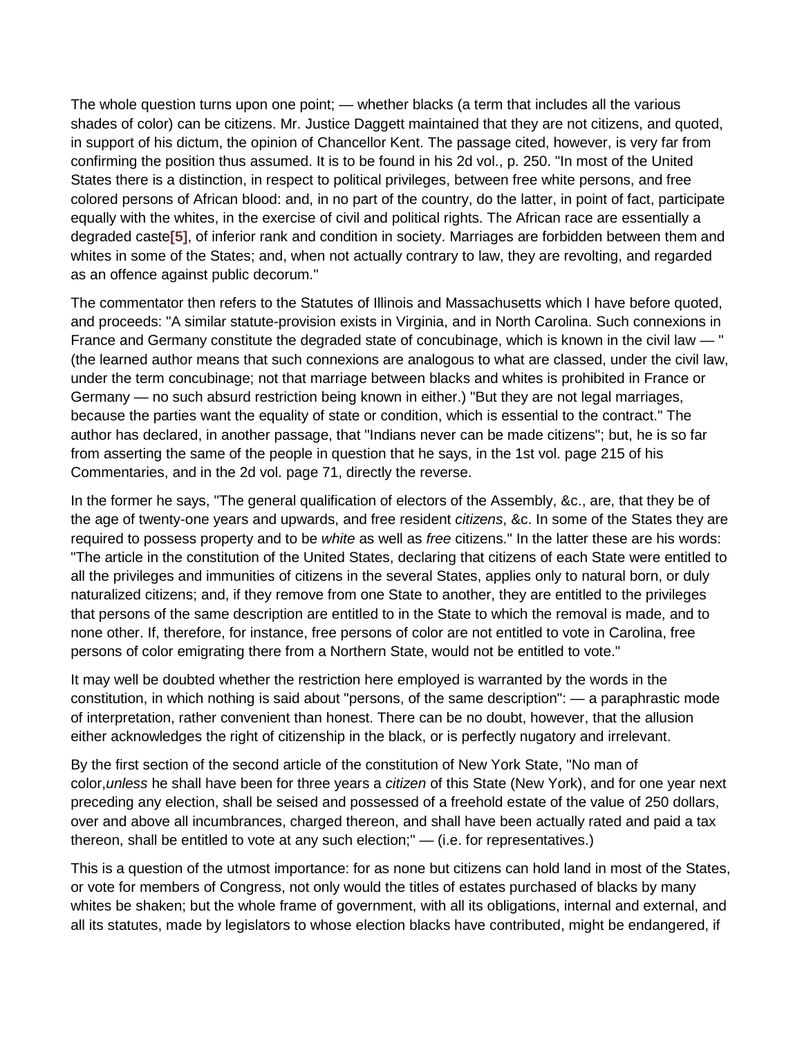The whole question turns upon one point; — whether blacks (a term that includes all the various shades of color) can be citizens. Mr. Justice Daggett maintained that they are not citizens, and quoted, in support of his dictum, the opinion of Chancellor Kent. The passage cited, however, is very far from confirming the position thus assumed. It is to be found in his 2d vol., p. 250. "In most of the United States there is a distinction, in respect to political privileges, between free white persons, and free colored persons of African blood: and, in no part of the country, do the latter, in point of fact, participate equally with the whites, in the exercise of civil and political rights. The African race are essentially a degraded caste**[5]**, of inferior rank and condition in society. Marriages are forbidden between them and whites in some of the States; and, when not actually contrary to law, they are revolting, and regarded as an offence against public decorum."

The commentator then refers to the Statutes of Illinois and Massachusetts which I have before quoted, and proceeds: "A similar statute-provision exists in Virginia, and in North Carolina. Such connexions in France and Germany constitute the degraded state of concubinage, which is known in the civil law — " (the learned author means that such connexions are analogous to what are classed, under the civil law, under the term concubinage; not that marriage between blacks and whites is prohibited in France or Germany — no such absurd restriction being known in either.) "But they are not legal marriages, because the parties want the equality of state or condition, which is essential to the contract." The author has declared, in another passage, that "Indians never can be made citizens"; but, he is so far from asserting the same of the people in question that he says, in the 1st vol. page 215 of his Commentaries, and in the 2d vol. page 71, directly the reverse.

In the former he says, "The general qualification of electors of the Assembly, &c., are, that they be of the age of twenty-one years and upwards, and free resident *citizens*, &c. In some of the States they are required to possess property and to be *white* as well as *free* citizens." In the latter these are his words: "The article in the constitution of the United States, declaring that citizens of each State were entitled to all the privileges and immunities of citizens in the several States, applies only to natural born, or duly naturalized citizens; and, if they remove from one State to another, they are entitled to the privileges that persons of the same description are entitled to in the State to which the removal is made, and to none other. If, therefore, for instance, free persons of color are not entitled to vote in Carolina, free persons of color emigrating there from a Northern State, would not be entitled to vote."

It may well be doubted whether the restriction here employed is warranted by the words in the constitution, in which nothing is said about "persons, of the same description": — a paraphrastic mode of interpretation, rather convenient than honest. There can be no doubt, however, that the allusion either acknowledges the right of citizenship in the black, or is perfectly nugatory and irrelevant.

By the first section of the second article of the constitution of New York State, "No man of color,*unless* he shall have been for three years a *citizen* of this State (New York), and for one year next preceding any election, shall be seised and possessed of a freehold estate of the value of 250 dollars, over and above all incumbrances, charged thereon, and shall have been actually rated and paid a tax thereon, shall be entitled to vote at any such election;" — (i.e. for representatives.)

This is a question of the utmost importance: for as none but citizens can hold land in most of the States, or vote for members of Congress, not only would the titles of estates purchased of blacks by many whites be shaken; but the whole frame of government, with all its obligations, internal and external, and all its statutes, made by legislators to whose election blacks have contributed, might be endangered, if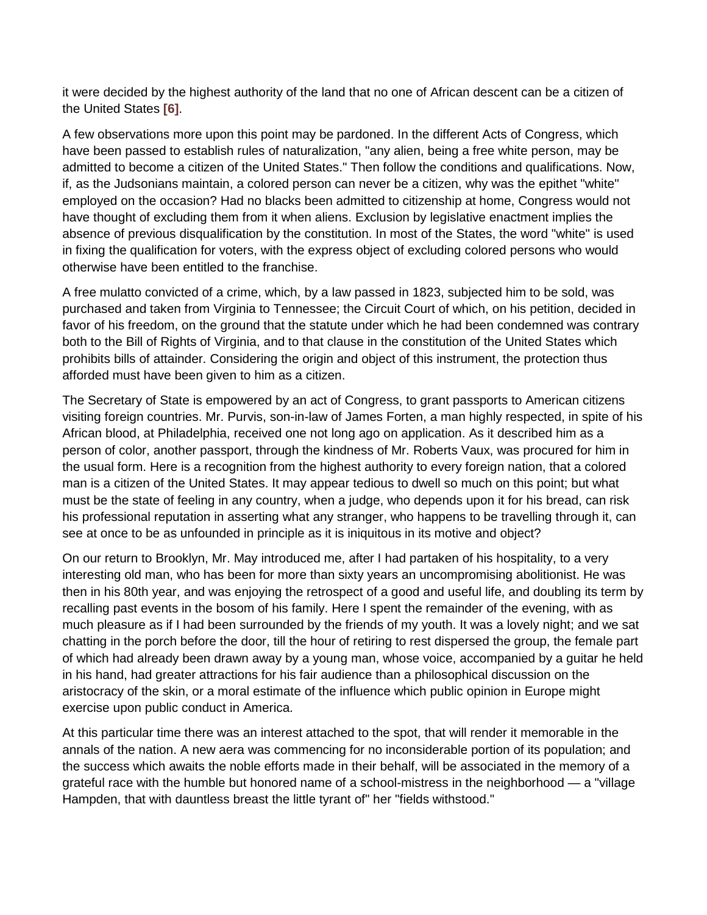it were decided by the highest authority of the land that no one of African descent can be a citizen of the United States **[6]**.

A few observations more upon this point may be pardoned. In the different Acts of Congress, which have been passed to establish rules of naturalization, "any alien, being a free white person, may be admitted to become a citizen of the United States." Then follow the conditions and qualifications. Now, if, as the Judsonians maintain, a colored person can never be a citizen, why was the epithet "white" employed on the occasion? Had no blacks been admitted to citizenship at home, Congress would not have thought of excluding them from it when aliens. Exclusion by legislative enactment implies the absence of previous disqualification by the constitution. In most of the States, the word "white" is used in fixing the qualification for voters, with the express object of excluding colored persons who would otherwise have been entitled to the franchise.

A free mulatto convicted of a crime, which, by a law passed in 1823, subjected him to be sold, was purchased and taken from Virginia to Tennessee; the Circuit Court of which, on his petition, decided in favor of his freedom, on the ground that the statute under which he had been condemned was contrary both to the Bill of Rights of Virginia, and to that clause in the constitution of the United States which prohibits bills of attainder. Considering the origin and object of this instrument, the protection thus afforded must have been given to him as a citizen.

The Secretary of State is empowered by an act of Congress, to grant passports to American citizens visiting foreign countries. Mr. Purvis, son-in-law of James Forten, a man highly respected, in spite of his African blood, at Philadelphia, received one not long ago on application. As it described him as a person of color, another passport, through the kindness of Mr. Roberts Vaux, was procured for him in the usual form. Here is a recognition from the highest authority to every foreign nation, that a colored man is a citizen of the United States. It may appear tedious to dwell so much on this point; but what must be the state of feeling in any country, when a judge, who depends upon it for his bread, can risk his professional reputation in asserting what any stranger, who happens to be travelling through it, can see at once to be as unfounded in principle as it is iniquitous in its motive and object?

On our return to Brooklyn, Mr. May introduced me, after I had partaken of his hospitality, to a very interesting old man, who has been for more than sixty years an uncompromising abolitionist. He was then in his 80th year, and was enjoying the retrospect of a good and useful life, and doubling its term by recalling past events in the bosom of his family. Here I spent the remainder of the evening, with as much pleasure as if I had been surrounded by the friends of my youth. It was a lovely night; and we sat chatting in the porch before the door, till the hour of retiring to rest dispersed the group, the female part of which had already been drawn away by a young man, whose voice, accompanied by a guitar he held in his hand, had greater attractions for his fair audience than a philosophical discussion on the aristocracy of the skin, or a moral estimate of the influence which public opinion in Europe might exercise upon public conduct in America.

At this particular time there was an interest attached to the spot, that will render it memorable in the annals of the nation. A new aera was commencing for no inconsiderable portion of its population; and the success which awaits the noble efforts made in their behalf, will be associated in the memory of a grateful race with the humble but honored name of a school-mistress in the neighborhood — a "village Hampden, that with dauntless breast the little tyrant of" her "fields withstood."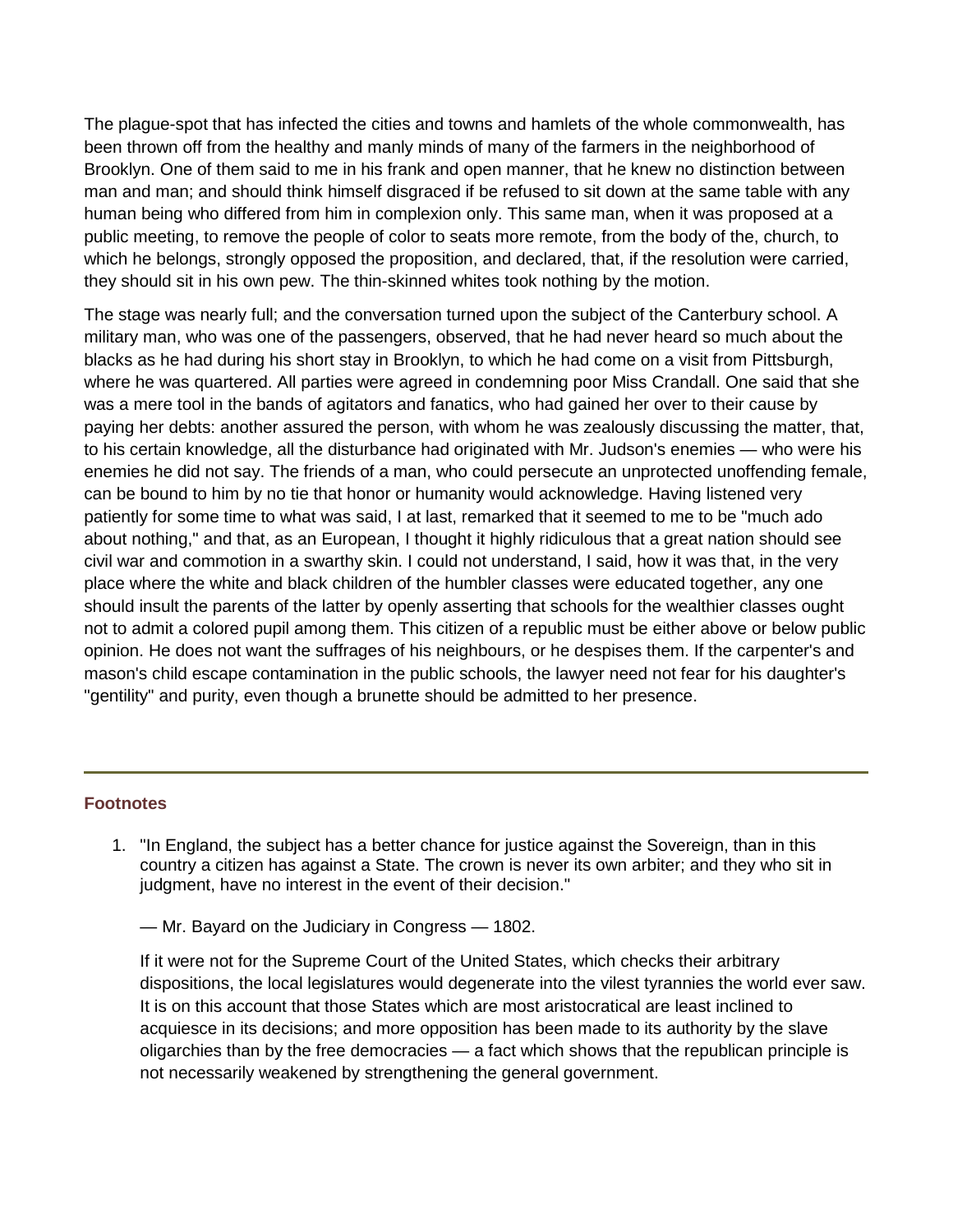The plague-spot that has infected the cities and towns and hamlets of the whole commonwealth, has been thrown off from the healthy and manly minds of many of the farmers in the neighborhood of Brooklyn. One of them said to me in his frank and open manner, that he knew no distinction between man and man; and should think himself disgraced if be refused to sit down at the same table with any human being who differed from him in complexion only. This same man, when it was proposed at a public meeting, to remove the people of color to seats more remote, from the body of the, church, to which he belongs, strongly opposed the proposition, and declared, that, if the resolution were carried, they should sit in his own pew. The thin-skinned whites took nothing by the motion.

The stage was nearly full; and the conversation turned upon the subject of the Canterbury school. A military man, who was one of the passengers, observed, that he had never heard so much about the blacks as he had during his short stay in Brooklyn, to which he had come on a visit from Pittsburgh, where he was quartered. All parties were agreed in condemning poor Miss Crandall. One said that she was a mere tool in the bands of agitators and fanatics, who had gained her over to their cause by paying her debts: another assured the person, with whom he was zealously discussing the matter, that, to his certain knowledge, all the disturbance had originated with Mr. Judson's enemies — who were his enemies he did not say. The friends of a man, who could persecute an unprotected unoffending female, can be bound to him by no tie that honor or humanity would acknowledge. Having listened very patiently for some time to what was said, I at last, remarked that it seemed to me to be "much ado about nothing," and that, as an European, I thought it highly ridiculous that a great nation should see civil war and commotion in a swarthy skin. I could not understand, I said, how it was that, in the very place where the white and black children of the humbler classes were educated together, any one should insult the parents of the latter by openly asserting that schools for the wealthier classes ought not to admit a colored pupil among them. This citizen of a republic must be either above or below public opinion. He does not want the suffrages of his neighbours, or he despises them. If the carpenter's and mason's child escape contamination in the public schools, the lawyer need not fear for his daughter's "gentility" and purity, even though a brunette should be admitted to her presence.

---

### Footnotes

1. "In England, the subject has a better chance for justice against the Sovereign, than in this country a citizen has against a State. The crown is never its own arbiter; and they who sit in judgment, have no interest in the event of their decision."

   — Mr. Bayard on the Judiciary in Congress — 1802.

   If it were not for the Supreme Court of the United States, which checks their arbitrary dispositions, the local legislatures would degenerate into the vilest tyrannies the world ever saw. It is on this account that those States which are most aristocratical are least inclined to acquiesce in its decisions; and more opposition has been made to its authority by the slave oligarchies than by the free democracies — a fact which shows that the republican principle is not necessarily weakened by strengthening the general government.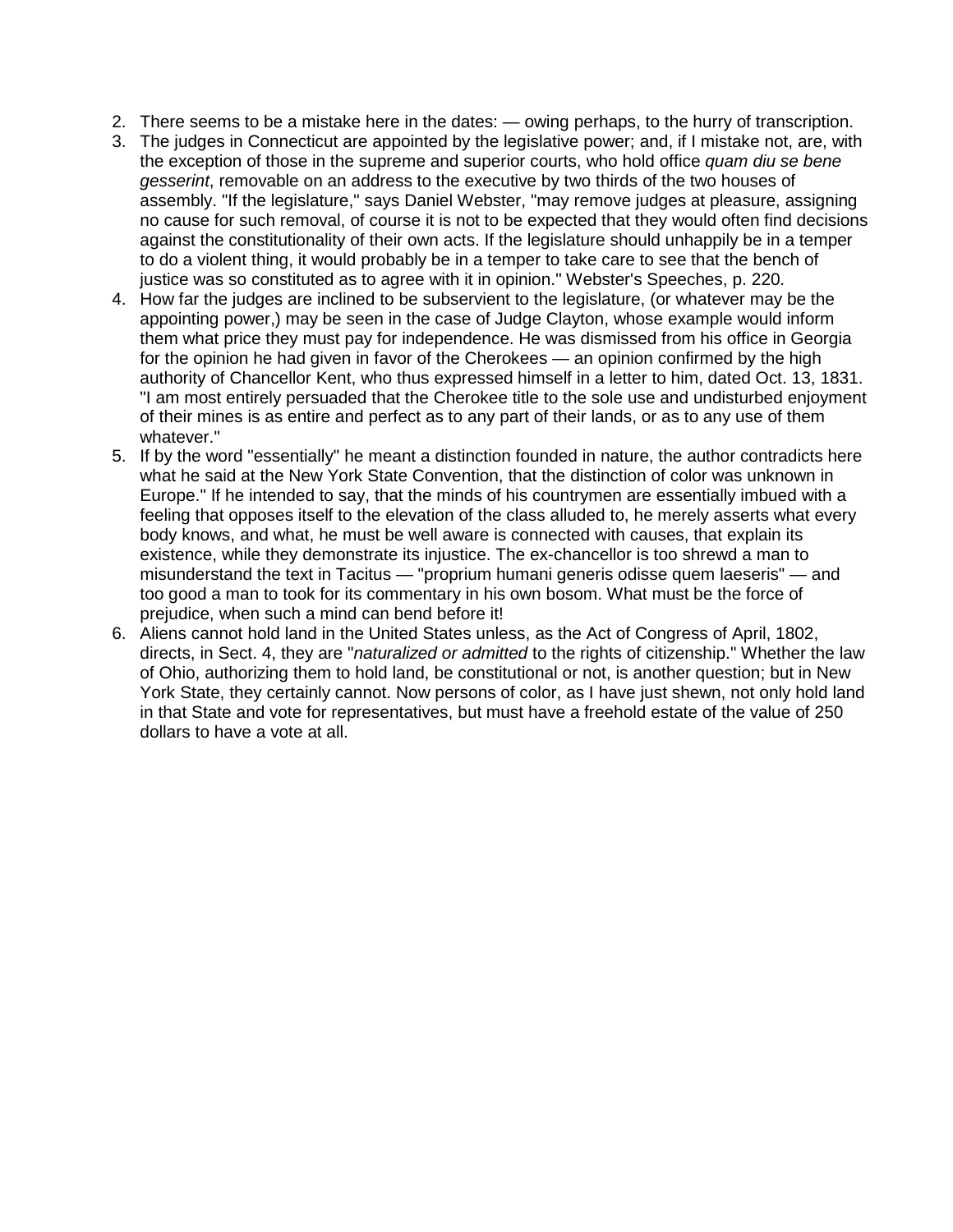2. There seems to be a mistake here in the dates: — owing perhaps, to the hurry of transcription.
3. The judges in Connecticut are appointed by the legislative power; and, if I mistake not, are, with the exception of those in the supreme and superior courts, who hold office *quam diu se bene gesserint*, removable on an address to the executive by two thirds of the two houses of assembly. "If the legislature," says Daniel Webster, "may remove judges at pleasure, assigning no cause for such removal, of course it is not to be expected that they would often find decisions against the constitutionality of their own acts. If the legislature should unhappily be in a temper to do a violent thing, it would probably be in a temper to take care to see that the bench of justice was so constituted as to agree with it in opinion." Webster's Speeches, p. 220.
4. How far the judges are inclined to be subservient to the legislature, (or whatever may be the appointing power,) may be seen in the case of Judge Clayton, whose example would inform them what price they must pay for independence. He was dismissed from his office in Georgia for the opinion he had given in favor of the Cherokees — an opinion confirmed by the high authority of Chancellor Kent, who thus expressed himself in a letter to him, dated Oct. 13, 1831. "I am most entirely persuaded that the Cherokee title to the sole use and undisturbed enjoyment of their mines is as entire and perfect as to any part of their lands, or as to any use of them whatever."
5. If by the word "essentially" he meant a distinction founded in nature, the author contradicts here what he said at the New York State Convention, that the distinction of color was unknown in Europe." If he intended to say, that the minds of his countrymen are essentially imbued with a feeling that opposes itself to the elevation of the class alluded to, he merely asserts what every body knows, and what, he must be well aware is connected with causes, that explain its existence, while they demonstrate its injustice. The ex-chancellor is too shrewd a man to misunderstand the text in Tacitus — "proprium humani generis odisse quem laeseris" — and too good a man to took for its commentary in his own bosom. What must be the force of prejudice, when such a mind can bend before it!
6. Aliens cannot hold land in the United States unless, as the Act of Congress of April, 1802, directs, in Sect. 4, they are "*naturalized or admitted* to the rights of citizenship." Whether the law of Ohio, authorizing them to hold land, be constitutional or not, is another question; but in New York State, they certainly cannot. Now persons of color, as I have just shewn, not only hold land in that State and vote for representatives, but must have a freehold estate of the value of 250 dollars to have a vote at all.